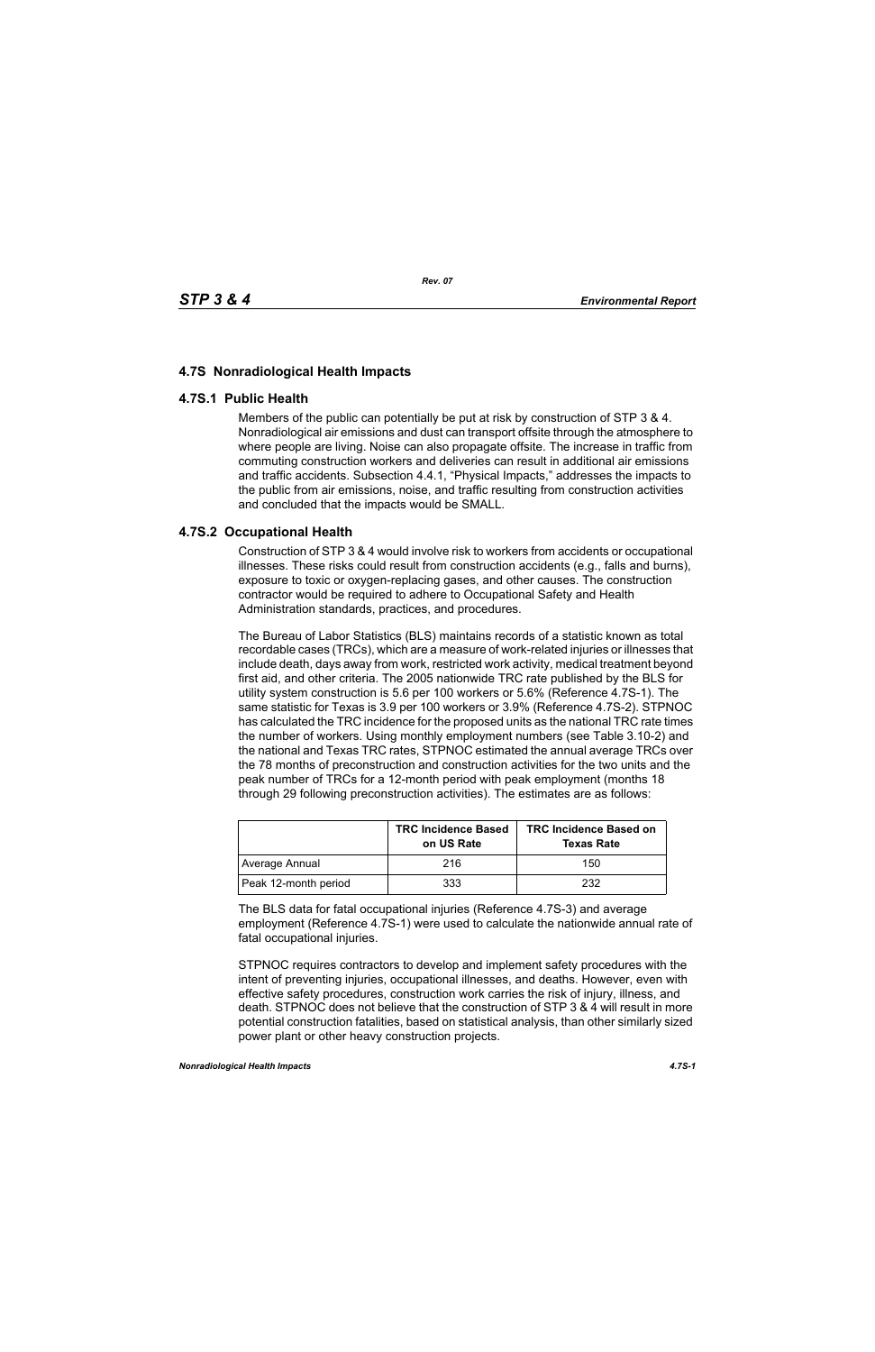## 4.7S Nonradiological Health Impacts

### 4.7S.1 Public Health

Members of the public can potentially be put at risk by construction of STP 3 & 4. Nonradiological air emissions and dust can transport offsite through the atmosphere to where people are living. Noise can also propagate offsite. The increase in traffic from commuting construction workers and deliveries can result in additional air emissions and traffic accidents. Subsection 4.4.1, "Physical Impacts," addresses the impacts to the public from air emissions, noise, and traffic resulting from construction activities and concluded that the impacts would be SMALL.

### 4.7S.2 Occupational Health

Construction of STP 3 & 4 would involve risk to workers from accidents or occupational illnesses. These risks could result from construction accidents (e.g., falls and burns), exposure to toxic or oxygen-replacing gases, and other causes. The construction contractor would be required to adhere to Occupational Safety and Health Administration standards, practices, and procedures.

The Bureau of Labor Statistics (BLS) maintains records of a statistic known as total recordable cases (TRCs), which are a measure of work-related injuries or illnesses that include death, days away from work, restricted work activity, medical treatment beyond first aid, and other criteria. The 2005 nationwide TRC rate published by the BLS for utility system construction is 5.6 per 100 workers or 5.6% (Reference 4.7S-1). The same statistic for Texas is 3.9 per 100 workers or 3.9% (Reference 4.7S-2). STPNOC has calculated the TRC incidence for the proposed units as the national TRC rate times the number of workers. Using monthly employment numbers (see Table 3.10-2) and the national and Texas TRC rates, STPNOC estimated the annual average TRCs over the 78 months of preconstruction and construction activities for the two units and the peak number of TRCs for a 12-month period with peak employment (months 18 through 29 following preconstruction activities). The estimates are as follows:

| | TRC Incidence Based on US Rate | TRC Incidence Based on Texas Rate |
|---|---|---|
| Average Annual | 216 | 150 |
| Peak 12-month period | 333 | 232 |

The BLS data for fatal occupational injuries (Reference 4.7S-3) and average employment (Reference 4.7S-1) were used to calculate the nationwide annual rate of fatal occupational injuries.

STPNOC requires contractors to develop and implement safety procedures with the intent of preventing injuries, occupational illnesses, and deaths. However, even with effective safety procedures, construction work carries the risk of injury, illness, and death. STPNOC does not believe that the construction of STP 3 & 4 will result in more potential construction fatalities, based on statistical analysis, than other similarly sized power plant or other heavy construction projects.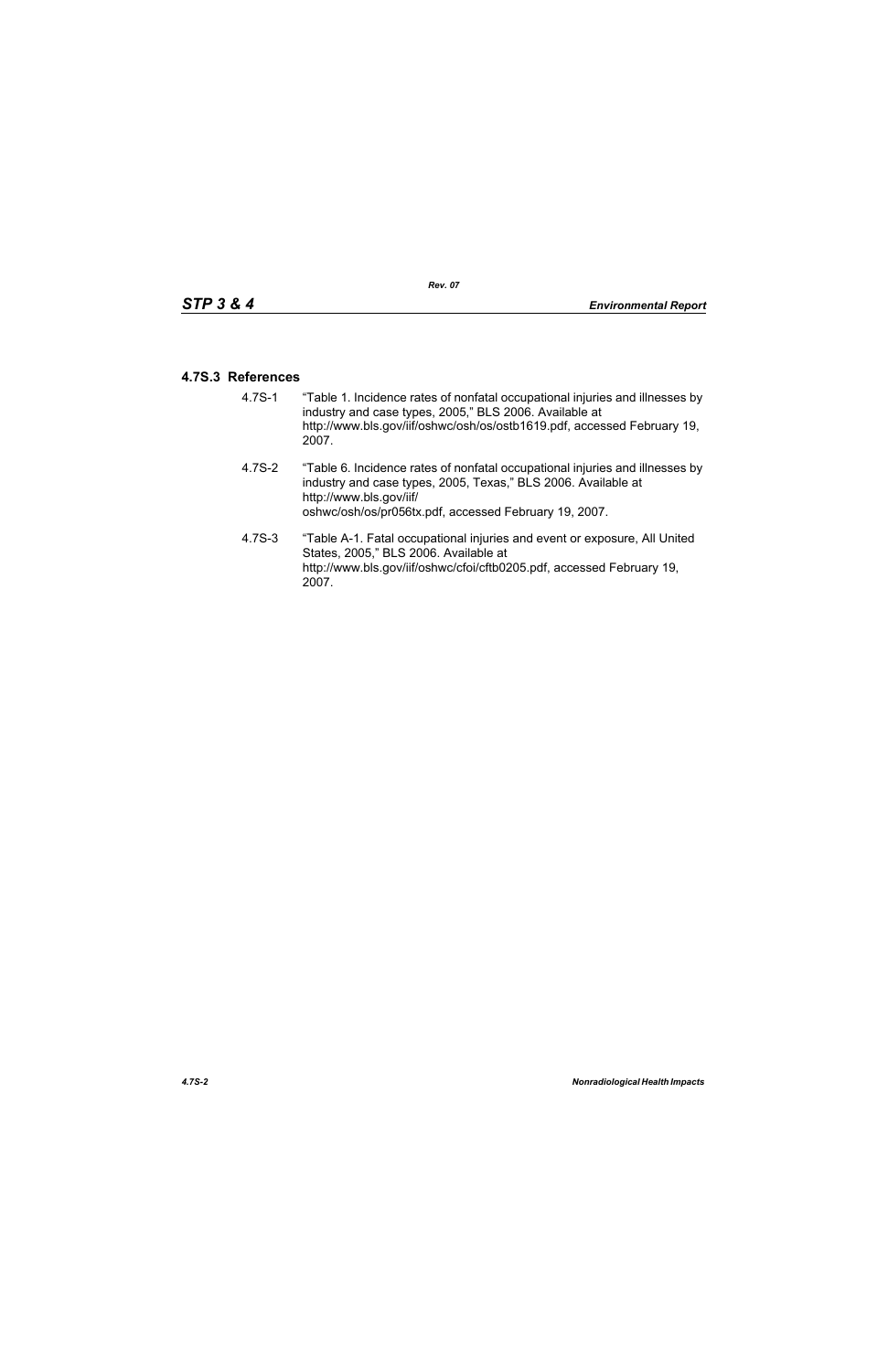### 4.7S.3 References

4.7S-1 "Table 1. Incidence rates of nonfatal occupational injuries and illnesses by industry and case types, 2005," BLS 2006. Available at http://www.bls.gov/iif/oshwc/osh/os/ostb1619.pdf, accessed February 19, 2007.

4.7S-2 "Table 6. Incidence rates of nonfatal occupational injuries and illnesses by industry and case types, 2005, Texas," BLS 2006. Available at http://www.bls.gov/iif/oshwc/osh/os/pr056tx.pdf, accessed February 19, 2007.

4.7S-3 "Table A-1. Fatal occupational injuries and event or exposure, All United States, 2005," BLS 2006. Available at http://www.bls.gov/iif/oshwc/cfoi/cftb0205.pdf, accessed February 19, 2007.